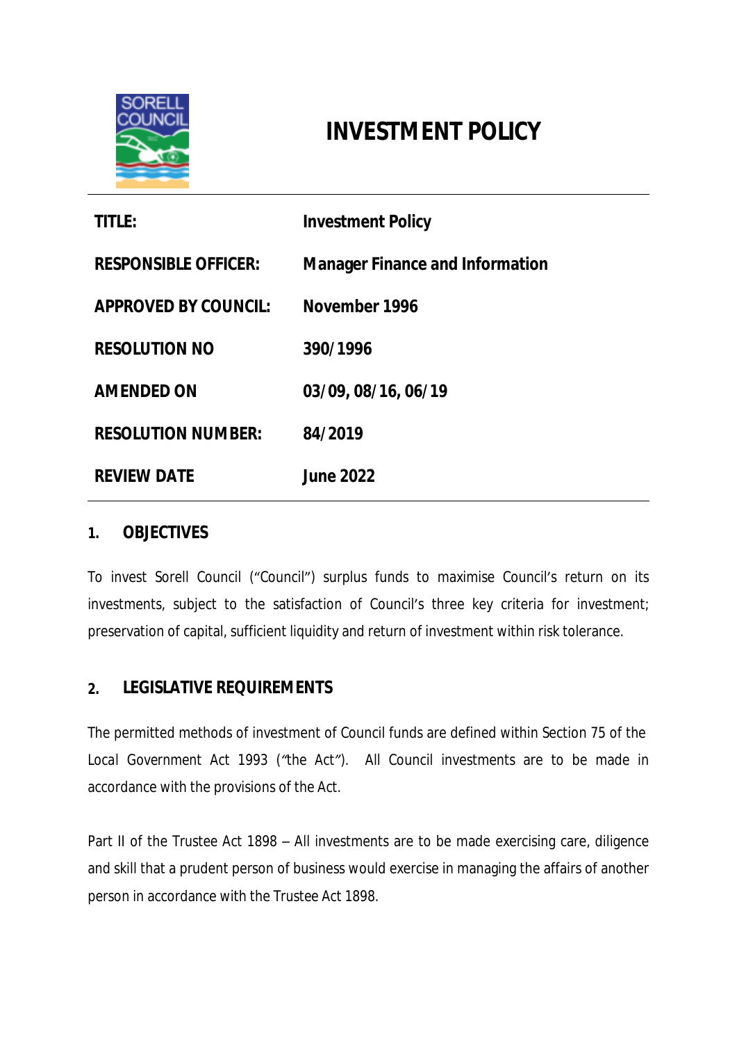# INVESTMENT POLICY

| | |
|---|---|
| **TITLE:** | **Investment Policy** |
| **RESPONSIBLE OFFICER:** | **Manager Finance and Information** |
| **APPROVED BY COUNCIL:** | **November 1996** |
| **RESOLUTION NO** | **390/1996** |
| **AMENDED ON** | **03/09, 08/16, 06/19** |
| **RESOLUTION NUMBER:** | **84/2019** |
| **REVIEW DATE** | **June 2022** |

## 1. OBJECTIVES

To invest Sorell Council ("Council") surplus funds to maximise Council's return on its investments, subject to the satisfaction of Council's three key criteria for investment; preservation of capital, sufficient liquidity and return of investment within risk tolerance.

## 2. LEGISLATIVE REQUIREMENTS

The permitted methods of investment of Council funds are defined within Section 75 of the Local Government Act 1993 ("the Act"). All Council investments are to be made in accordance with the provisions of the Act.

Part II of the Trustee Act 1898 – All investments are to be made exercising care, diligence and skill that a prudent person of business would exercise in managing the affairs of another person in accordance with the Trustee Act 1898.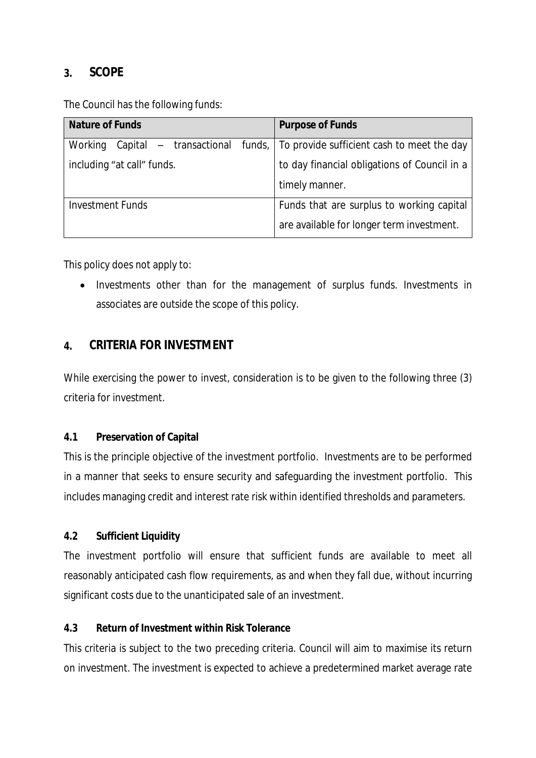## 3. SCOPE

The Council has the following funds:

| Nature of Funds | Purpose of Funds |
| --- | --- |
| Working Capital – transactional funds, including "at call" funds. | To provide sufficient cash to meet the day to day financial obligations of Council in a timely manner. |
| Investment Funds | Funds that are surplus to working capital are available for longer term investment. |

This policy does not apply to:

- Investments other than for the management of surplus funds. Investments in associates are outside the scope of this policy.

## 4. CRITERIA FOR INVESTMENT

While exercising the power to invest, consideration is to be given to the following three (3) criteria for investment.

### 4.1 Preservation of Capital

This is the principle objective of the investment portfolio. Investments are to be performed in a manner that seeks to ensure security and safeguarding the investment portfolio. This includes managing credit and interest rate risk within identified thresholds and parameters.

### 4.2 Sufficient Liquidity

The investment portfolio will ensure that sufficient funds are available to meet all reasonably anticipated cash flow requirements, as and when they fall due, without incurring significant costs due to the unanticipated sale of an investment.

### 4.3 Return of Investment within Risk Tolerance

This criteria is subject to the two preceding criteria. Council will aim to maximise its return on investment. The investment is expected to achieve a predetermined market average rate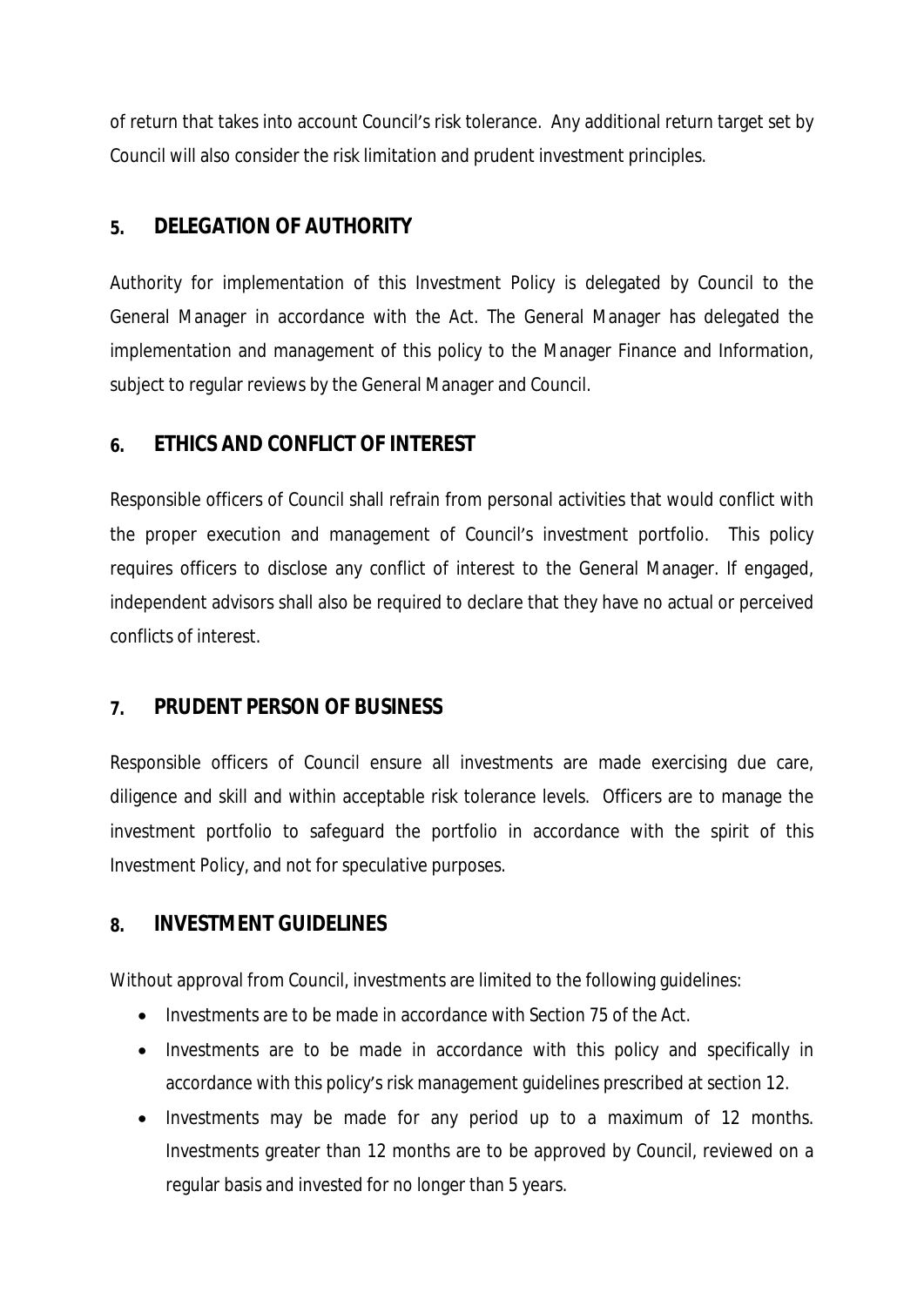of return that takes into account Council's risk tolerance. Any additional return target set by Council will also consider the risk limitation and prudent investment principles.

## 5. DELEGATION OF AUTHORITY

Authority for implementation of this Investment Policy is delegated by Council to the General Manager in accordance with the Act. The General Manager has delegated the implementation and management of this policy to the Manager Finance and Information, subject to regular reviews by the General Manager and Council.

## 6. ETHICS AND CONFLICT OF INTEREST

Responsible officers of Council shall refrain from personal activities that would conflict with the proper execution and management of Council's investment portfolio. This policy requires officers to disclose any conflict of interest to the General Manager. If engaged, independent advisors shall also be required to declare that they have no actual or perceived conflicts of interest.

## 7. PRUDENT PERSON OF BUSINESS

Responsible officers of Council ensure all investments are made exercising due care, diligence and skill and within acceptable risk tolerance levels. Officers are to manage the investment portfolio to safeguard the portfolio in accordance with the spirit of this Investment Policy, and not for speculative purposes.

## 8. INVESTMENT GUIDELINES

Without approval from Council, investments are limited to the following guidelines:

- Investments are to be made in accordance with Section 75 of the Act.
- Investments are to be made in accordance with this policy and specifically in accordance with this policy's risk management guidelines prescribed at section 12.
- Investments may be made for any period up to a maximum of 12 months. Investments greater than 12 months are to be approved by Council, reviewed on a regular basis and invested for no longer than 5 years.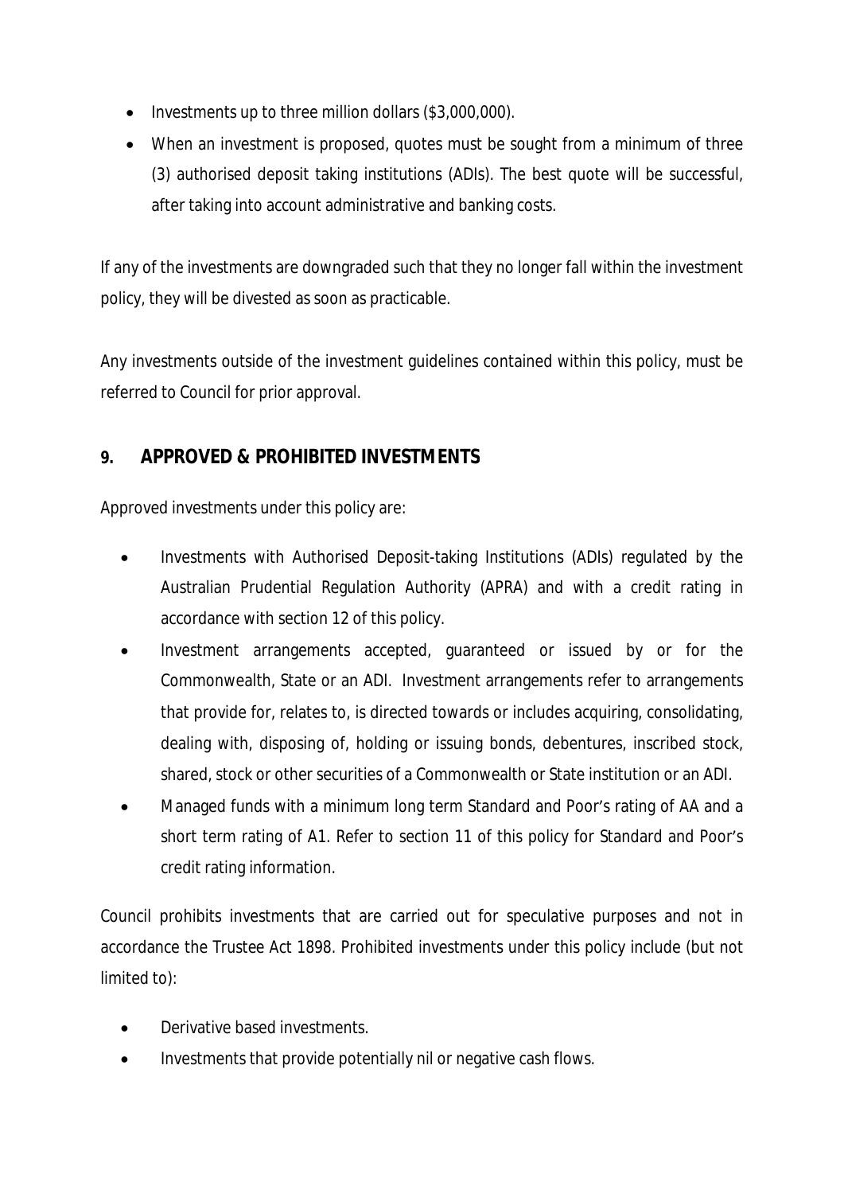- Investments up to three million dollars ($3,000,000).
- When an investment is proposed, quotes must be sought from a minimum of three (3) authorised deposit taking institutions (ADIs). The best quote will be successful, after taking into account administrative and banking costs.

If any of the investments are downgraded such that they no longer fall within the investment policy, they will be divested as soon as practicable.

Any investments outside of the investment guidelines contained within this policy, must be referred to Council for prior approval.

## 9. APPROVED & PROHIBITED INVESTMENTS

Approved investments under this policy are:

- Investments with Authorised Deposit-taking Institutions (ADIs) regulated by the Australian Prudential Regulation Authority (APRA) and with a credit rating in accordance with section 12 of this policy.
- Investment arrangements accepted, guaranteed or issued by or for the Commonwealth, State or an ADI. Investment arrangements refer to arrangements that provide for, relates to, is directed towards or includes acquiring, consolidating, dealing with, disposing of, holding or issuing bonds, debentures, inscribed stock, shared, stock or other securities of a Commonwealth or State institution or an ADI.
- Managed funds with a minimum long term Standard and Poor's rating of AA and a short term rating of A1. Refer to section 11 of this policy for Standard and Poor's credit rating information.

Council prohibits investments that are carried out for speculative purposes and not in accordance the Trustee Act 1898. Prohibited investments under this policy include (but not limited to):

- Derivative based investments.
- Investments that provide potentially nil or negative cash flows.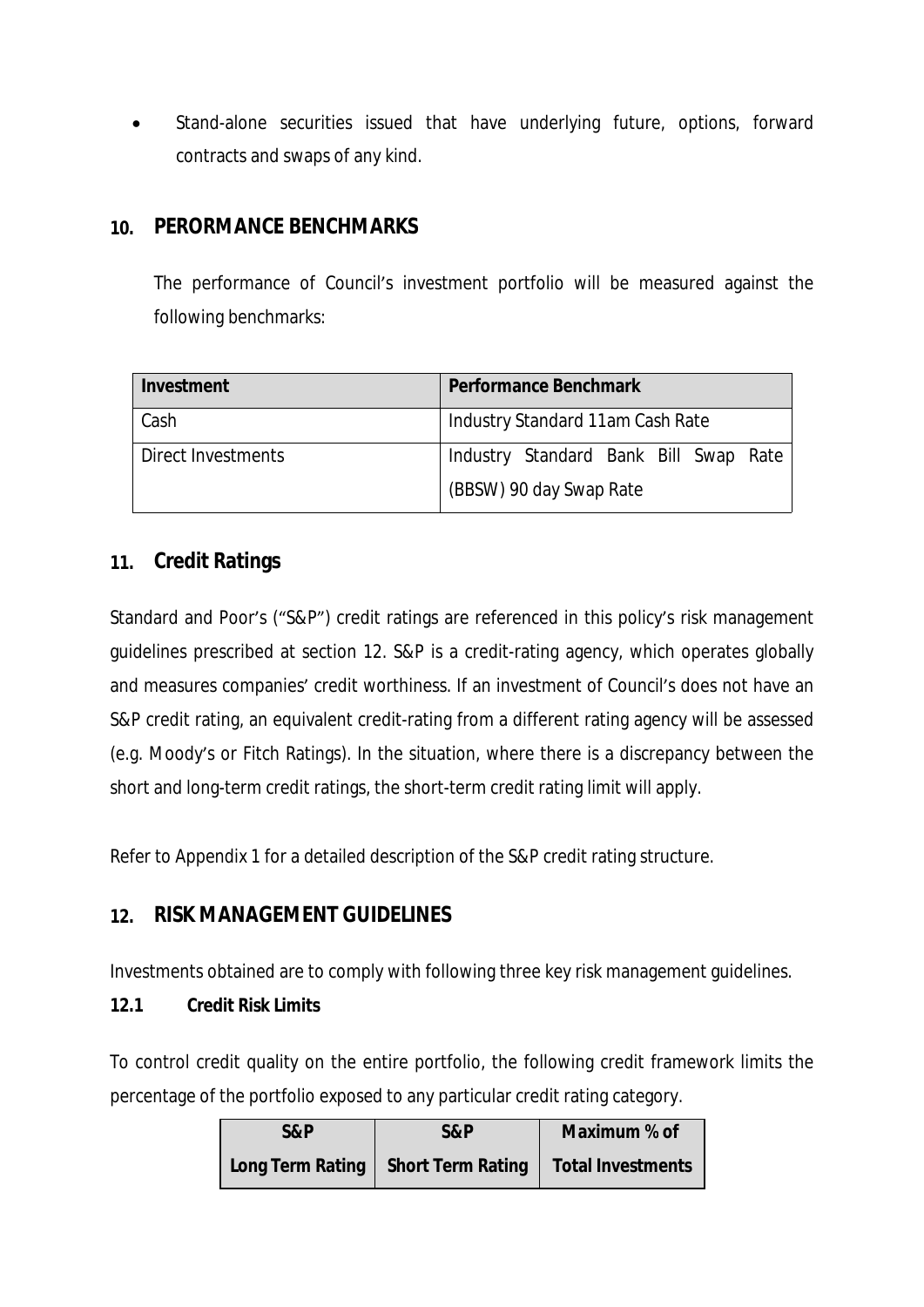- Stand-alone securities issued that have underlying future, options, forward contracts and swaps of any kind.

## 10. PERORMANCE BENCHMARKS

The performance of Council's investment portfolio will be measured against the following benchmarks:

| Investment | Performance Benchmark |
|---|---|
| Cash | Industry Standard 11am Cash Rate |
| Direct Investments | Industry Standard Bank Bill Swap Rate (BBSW) 90 day Swap Rate |

## 11. Credit Ratings

Standard and Poor's ("S&P") credit ratings are referenced in this policy's risk management guidelines prescribed at section 12. S&P is a credit-rating agency, which operates globally and measures companies' credit worthiness. If an investment of Council's does not have an S&P credit rating, an equivalent credit-rating from a different rating agency will be assessed (e.g. Moody's or Fitch Ratings). In the situation, where there is a discrepancy between the short and long-term credit ratings, the short-term credit rating limit will apply.

Refer to Appendix 1 for a detailed description of the S&P credit rating structure.

## 12. RISK MANAGEMENT GUIDELINES

Investments obtained are to comply with following three key risk management guidelines.

### 12.1 Credit Risk Limits

To control credit quality on the entire portfolio, the following credit framework limits the percentage of the portfolio exposed to any particular credit rating category.

| S&P Long Term Rating | S&P Short Term Rating | Maximum % of Total Investments |
|---|---|---|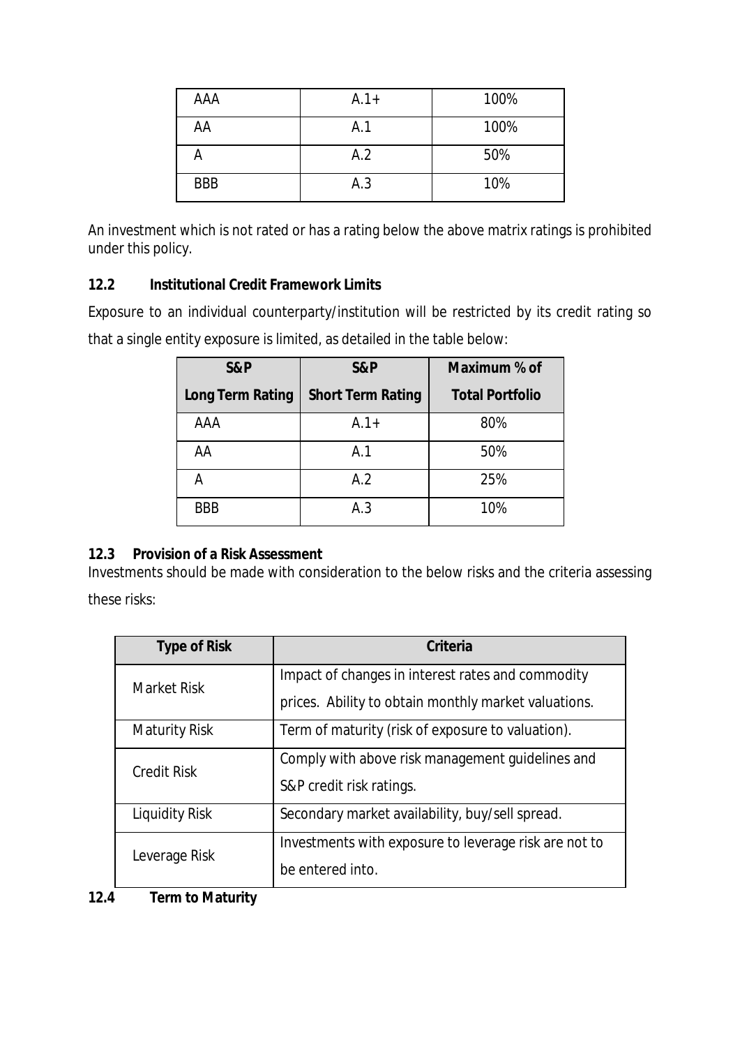| AAA | A.1+ | 100% |
|---|---|---|
| AA | A.1 | 100% |
| A | A.2 | 50% |
| BBB | A.3 | 10% |

An investment which is not rated or has a rating below the above matrix ratings is prohibited under this policy.

### 12.2 Institutional Credit Framework Limits

Exposure to an individual counterparty/institution will be restricted by its credit rating so that a single entity exposure is limited, as detailed in the table below:

| S&P Long Term Rating | S&P Short Term Rating | Maximum % of Total Portfolio |
|---|---|---|
| AAA | A.1+ | 80% |
| AA | A.1 | 50% |
| A | A.2 | 25% |
| BBB | A.3 | 10% |

### 12.3 Provision of a Risk Assessment

Investments should be made with consideration to the below risks and the criteria assessing these risks:

| Type of Risk | Criteria |
|---|---|
| Market Risk | Impact of changes in interest rates and commodity prices. Ability to obtain monthly market valuations. |
| Maturity Risk | Term of maturity (risk of exposure to valuation). |
| Credit Risk | Comply with above risk management guidelines and S&P credit risk ratings. |
| Liquidity Risk | Secondary market availability, buy/sell spread. |
| Leverage Risk | Investments with exposure to leverage risk are not to be entered into. |

### 12.4 Term to Maturity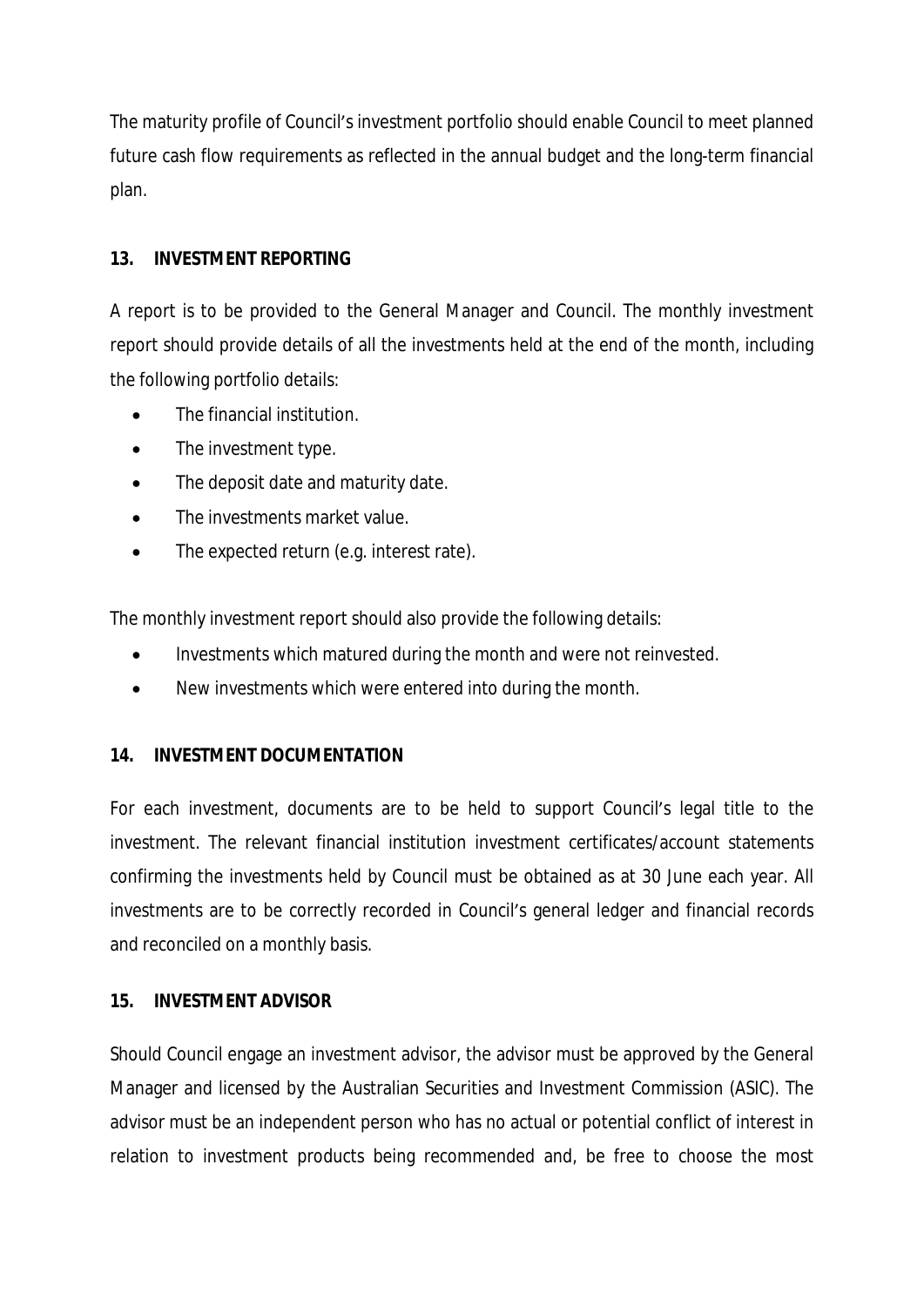The maturity profile of Council's investment portfolio should enable Council to meet planned future cash flow requirements as reflected in the annual budget and the long-term financial plan.

## 13. INVESTMENT REPORTING

A report is to be provided to the General Manager and Council. The monthly investment report should provide details of all the investments held at the end of the month, including the following portfolio details:

- The financial institution.
- The investment type.
- The deposit date and maturity date.
- The investments market value.
- The expected return (e.g. interest rate).

The monthly investment report should also provide the following details:

- Investments which matured during the month and were not reinvested.
- New investments which were entered into during the month.

## 14. INVESTMENT DOCUMENTATION

For each investment, documents are to be held to support Council's legal title to the investment. The relevant financial institution investment certificates/account statements confirming the investments held by Council must be obtained as at 30 June each year. All investments are to be correctly recorded in Council's general ledger and financial records and reconciled on a monthly basis.

## 15. INVESTMENT ADVISOR

Should Council engage an investment advisor, the advisor must be approved by the General Manager and licensed by the Australian Securities and Investment Commission (ASIC). The advisor must be an independent person who has no actual or potential conflict of interest in relation to investment products being recommended and, be free to choose the most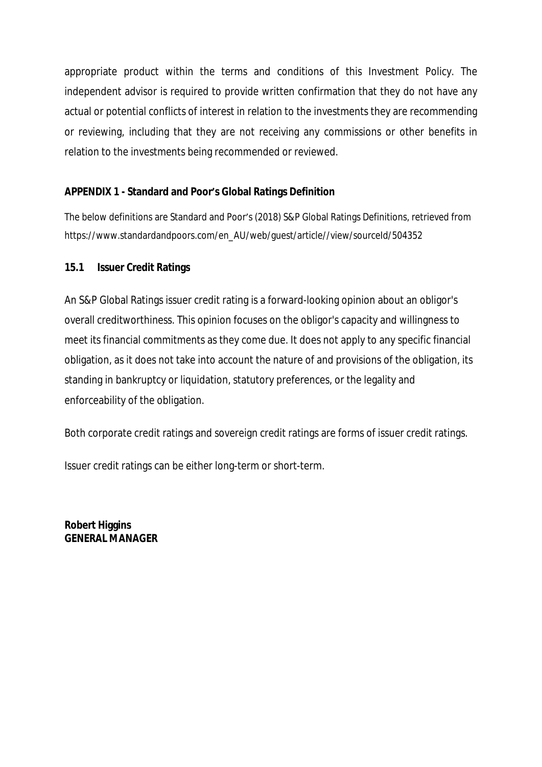appropriate product within the terms and conditions of this Investment Policy. The independent advisor is required to provide written confirmation that they do not have any actual or potential conflicts of interest in relation to the investments they are recommending or reviewing, including that they are not receiving any commissions or other benefits in relation to the investments being recommended or reviewed.

## APPENDIX 1 - Standard and Poor's Global Ratings Definition

The below definitions are Standard and Poor's (2018) S&P Global Ratings Definitions, retrieved from https://www.standardandpoors.com/en_AU/web/guest/article//view/sourceId/504352

### 15.1 Issuer Credit Ratings

An S&P Global Ratings issuer credit rating is a forward-looking opinion about an obligor's overall creditworthiness. This opinion focuses on the obligor's capacity and willingness to meet its financial commitments as they come due. It does not apply to any specific financial obligation, as it does not take into account the nature of and provisions of the obligation, its standing in bankruptcy or liquidation, statutory preferences, or the legality and enforceability of the obligation.

Both corporate credit ratings and sovereign credit ratings are forms of issuer credit ratings.

Issuer credit ratings can be either long-term or short-term.

**Robert Higgins**
**GENERAL MANAGER**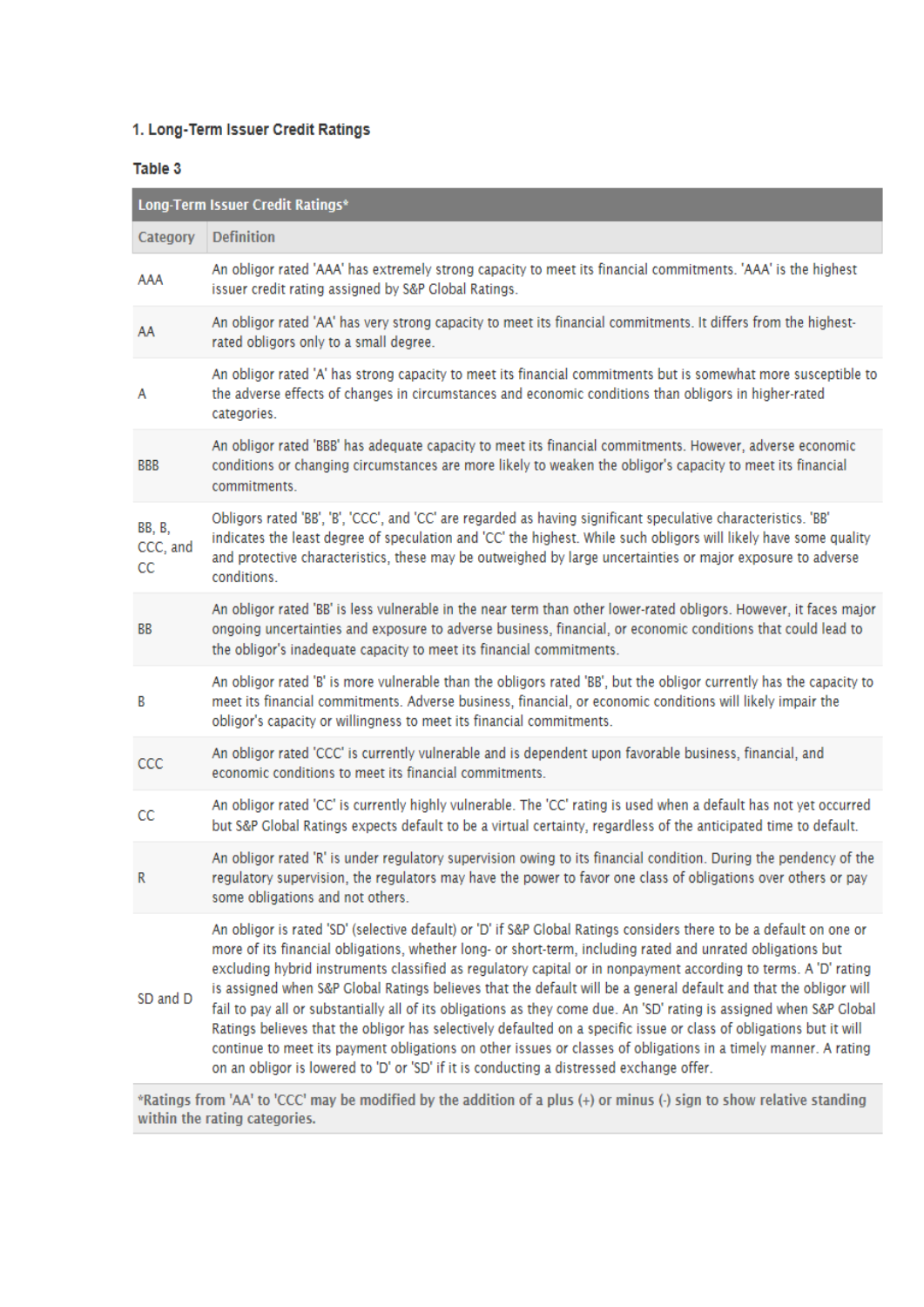### 1. Long-Term Issuer Credit Ratings

**Table 3**

| Long-Term Issuer Credit Ratings* | |
|---|---|
| **Category** | **Definition** |
| AAA | An obligor rated 'AAA' has extremely strong capacity to meet its financial commitments. 'AAA' is the highest issuer credit rating assigned by S&P Global Ratings. |
| AA | An obligor rated 'AA' has very strong capacity to meet its financial commitments. It differs from the highest-rated obligors only to a small degree. |
| A | An obligor rated 'A' has strong capacity to meet its financial commitments but is somewhat more susceptible to the adverse effects of changes in circumstances and economic conditions than obligors in higher-rated categories. |
| BBB | An obligor rated 'BBB' has adequate capacity to meet its financial commitments. However, adverse economic conditions or changing circumstances are more likely to weaken the obligor's capacity to meet its financial commitments. |
| BB, B, CCC, and CC | Obligors rated 'BB', 'B', 'CCC', and 'CC' are regarded as having significant speculative characteristics. 'BB' indicates the least degree of speculation and 'CC' the highest. While such obligors will likely have some quality and protective characteristics, these may be outweighed by large uncertainties or major exposure to adverse conditions. |
| BB | An obligor rated 'BB' is less vulnerable in the near term than other lower-rated obligors. However, it faces major ongoing uncertainties and exposure to adverse business, financial, or economic conditions that could lead to the obligor's inadequate capacity to meet its financial commitments. |
| B | An obligor rated 'B' is more vulnerable than the obligors rated 'BB', but the obligor currently has the capacity to meet its financial commitments. Adverse business, financial, or economic conditions will likely impair the obligor's capacity or willingness to meet its financial commitments. |
| CCC | An obligor rated 'CCC' is currently vulnerable and is dependent upon favorable business, financial, and economic conditions to meet its financial commitments. |
| CC | An obligor rated 'CC' is currently highly vulnerable. The 'CC' rating is used when a default has not yet occurred but S&P Global Ratings expects default to be a virtual certainty, regardless of the anticipated time to default. |
| R | An obligor rated 'R' is under regulatory supervision owing to its financial condition. During the pendency of the regulatory supervision, the regulators may have the power to favor one class of obligations over others or pay some obligations and not others. |
| SD and D | An obligor is rated 'SD' (selective default) or 'D' if S&P Global Ratings considers there to be a default on one or more of its financial obligations, whether long- or short-term, including rated and unrated obligations but excluding hybrid instruments classified as regulatory capital or in nonpayment according to terms. A 'D' rating is assigned when S&P Global Ratings believes that the default will be a general default and that the obligor will fail to pay all or substantially all of its obligations as they come due. An 'SD' rating is assigned when S&P Global Ratings believes that the obligor has selectively defaulted on a specific issue or class of obligations but it will continue to meet its payment obligations on other issues or classes of obligations in a timely manner. A rating on an obligor is lowered to 'D' or 'SD' if it is conducting a distressed exchange offer. |

***Ratings from 'AA' to 'CCC' may be modified by the addition of a plus (+) or minus (-) sign to show relative standing within the rating categories.**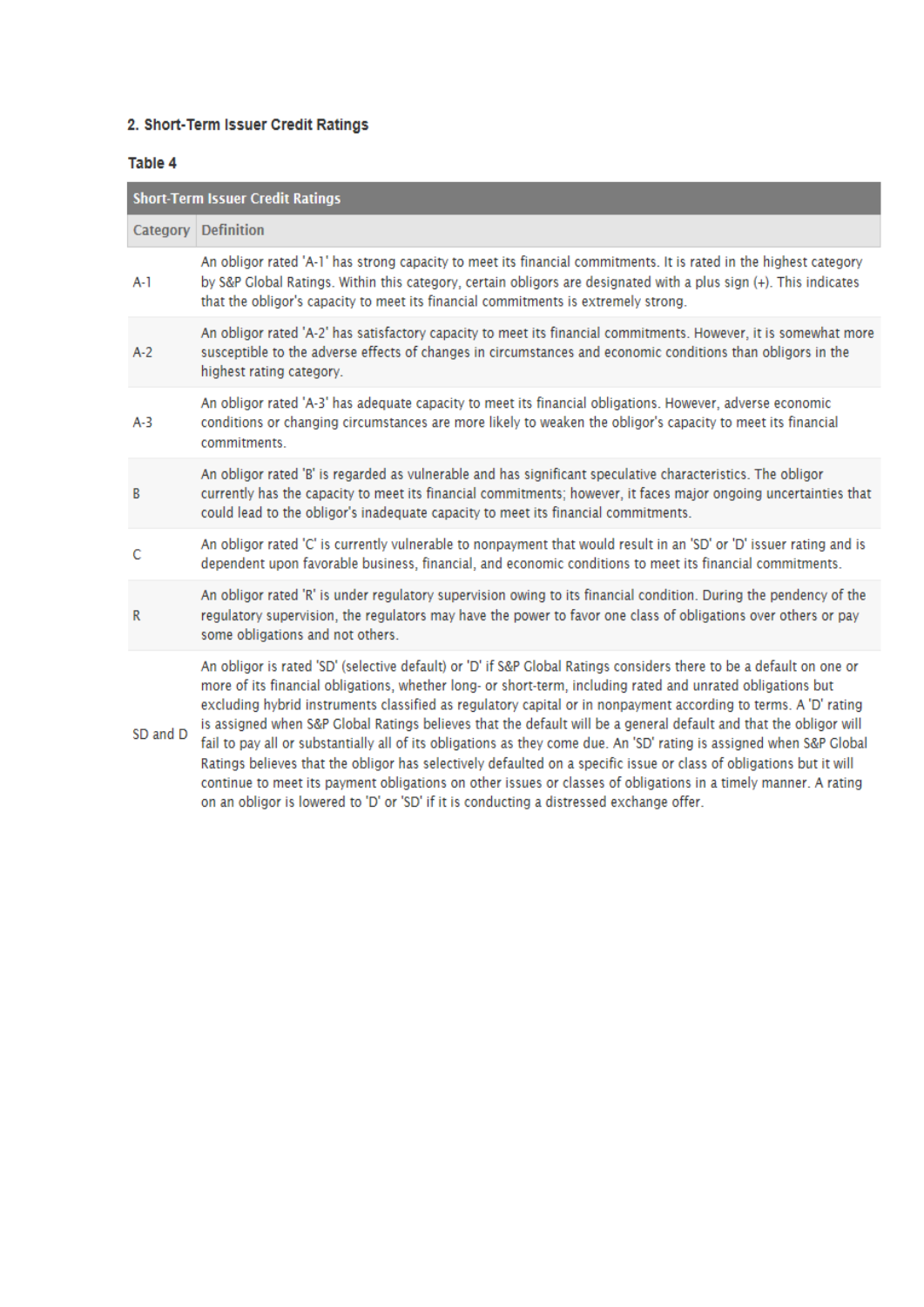## 2. Short-Term Issuer Credit Ratings

**Table 4**

| Short-Term Issuer Credit Ratings | |
|---|---|
| **Category** | **Definition** |
| A-1 | An obligor rated 'A-1' has strong capacity to meet its financial commitments. It is rated in the highest category by S&P Global Ratings. Within this category, certain obligors are designated with a plus sign (+). This indicates that the obligor's capacity to meet its financial commitments is extremely strong. |
| A-2 | An obligor rated 'A-2' has satisfactory capacity to meet its financial commitments. However, it is somewhat more susceptible to the adverse effects of changes in circumstances and economic conditions than obligors in the highest rating category. |
| A-3 | An obligor rated 'A-3' has adequate capacity to meet its financial obligations. However, adverse economic conditions or changing circumstances are more likely to weaken the obligor's capacity to meet its financial commitments. |
| B | An obligor rated 'B' is regarded as vulnerable and has significant speculative characteristics. The obligor currently has the capacity to meet its financial commitments; however, it faces major ongoing uncertainties that could lead to the obligor's inadequate capacity to meet its financial commitments. |
| C | An obligor rated 'C' is currently vulnerable to nonpayment that would result in an 'SD' or 'D' issuer rating and is dependent upon favorable business, financial, and economic conditions to meet its financial commitments. |
| R | An obligor rated 'R' is under regulatory supervision owing to its financial condition. During the pendency of the regulatory supervision, the regulators may have the power to favor one class of obligations over others or pay some obligations and not others. |
| SD and D | An obligor is rated 'SD' (selective default) or 'D' if S&P Global Ratings considers there to be a default on one or more of its financial obligations, whether long- or short-term, including rated and unrated obligations but excluding hybrid instruments classified as regulatory capital or in nonpayment according to terms. A 'D' rating is assigned when S&P Global Ratings believes that the default will be a general default and that the obligor will fail to pay all or substantially all of its obligations as they come due. An 'SD' rating is assigned when S&P Global Ratings believes that the obligor has selectively defaulted on a specific issue or class of obligations but it will continue to meet its payment obligations on other issues or classes of obligations in a timely manner. A rating on an obligor is lowered to 'D' or 'SD' if it is conducting a distressed exchange offer. |